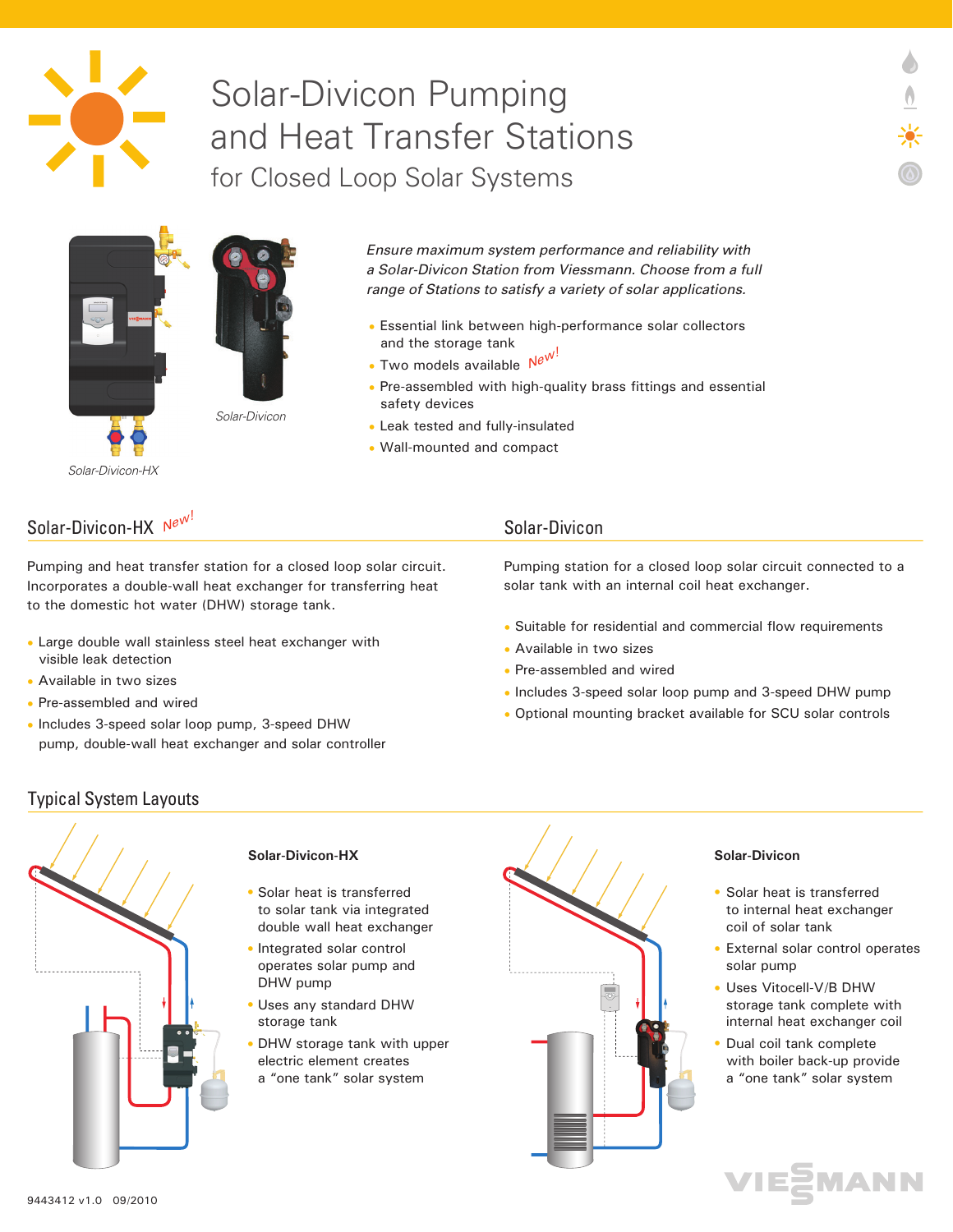# Solar-Divicon Pumping and Heat Transfer Stations

## for Closed Loop Solar Systems

Solar-Divicon-HX

Solar-Divicon

*Ensure maximum system performance and reliability with a Solar-Divicon Station from Viessmann. Choose from a full range of Stations to satisfy a variety of solar applications.*

- Essential link between high-performance solar collectors and the storage tank
- Two models available *New!*
- Pre-assembled with high-quality brass fittings and essential safety devices
- Leak tested and fully-insulated
- Wall-mounted and compact

## Solar-Divicon-HX *New!*

Pumping and heat transfer station for a closed loop solar circuit. Incorporates a double-wall heat exchanger for transferring heat to the domestic hot water (DHW) storage tank.

- Large double wall stainless steel heat exchanger with visible leak detection
- Available in two sizes
- Pre-assembled and wired
- Includes 3-speed solar loop pump, 3-speed DHW pump, double-wall heat exchanger and solar controller

## Solar-Divicon

Pumping station for a closed loop solar circuit connected to a solar tank with an internal coil heat exchanger.

- Suitable for residential and commercial flow requirements
- Available in two sizes
- Pre-assembled and wired
- Includes 3-speed solar loop pump and 3-speed DHW pump
- Optional mounting bracket available for SCU solar controls

## Typical System Layouts

### Solar-Divicon-HX

- Solar heat is transferred to solar tank via integrated double wall heat exchanger
- Integrated solar control operates solar pump and DHW pump
- Uses any standard DHW storage tank
- DHW storage tank with upper electric element creates a "one tank" solar system

### Solar-Divicon

- Solar heat is transferred to internal heat exchanger coil of solar tank
- External solar control operates solar pump
- Uses Vitocell-V/B DHW storage tank complete with internal heat exchanger coil
- Dual coil tank complete with boiler back-up provide a "one tank" solar system

9443412 v1.0 09/2010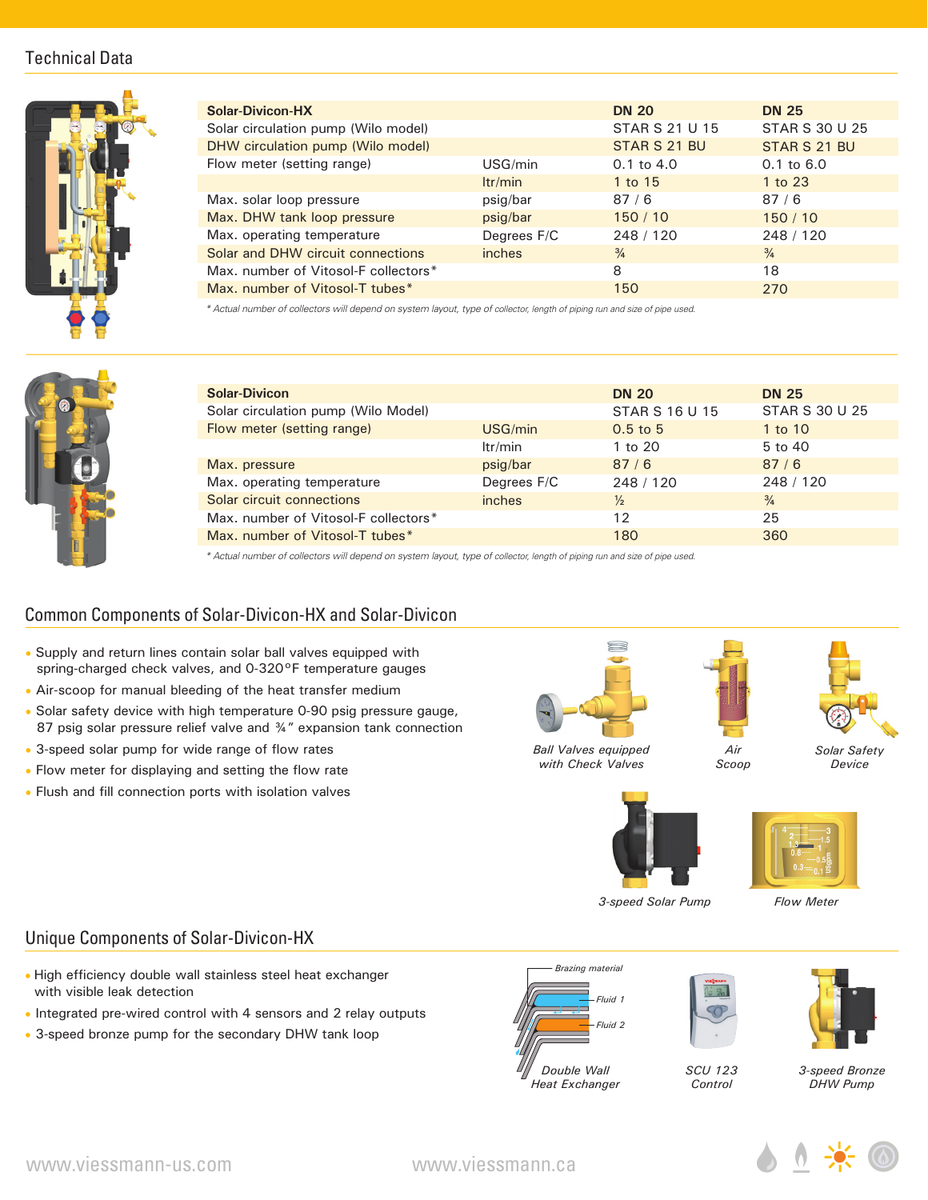## Technical Data

| Solar-Divicon-HX | | DN 20 | DN 25 |
|---|---|---|---|
| Solar circulation pump (Wilo model) | | STAR S 21 U 15 | STAR S 30 U 25 |
| DHW circulation pump (Wilo model) | | STAR S 21 BU | STAR S 21 BU |
| Flow meter (setting range) | USG/min | 0.1 to 4.0 | 0.1 to 6.0 |
| | ltr/min | 1 to 15 | 1 to 23 |
| Max. solar loop pressure | psig/bar | 87 / 6 | 87 / 6 |
| Max. DHW tank loop pressure | psig/bar | 150 / 10 | 150 / 10 |
| Max. operating temperature | Degrees F/C | 248 / 120 | 248 / 120 |
| Solar and DHW circuit connections | inches | ¾ | ¾ |
| Max. number of Vitosol-F collectors* | | 8 | 18 |
| Max. number of Vitosol-T tubes* | | 150 | 270 |

*\* Actual number of collectors will depend on system layout, type of collector, length of piping run and size of pipe used.*

| Solar-Divicon | | DN 20 | DN 25 |
|---|---|---|---|
| Solar circulation pump (Wilo Model) | | STAR S 16 U 15 | STAR S 30 U 25 |
| Flow meter (setting range) | USG/min | 0.5 to 5 | 1 to 10 |
| | ltr/min | 1 to 20 | 5 to 40 |
| Max. pressure | psig/bar | 87 / 6 | 87 / 6 |
| Max. operating temperature | Degrees F/C | 248 / 120 | 248 / 120 |
| Solar circuit connections | inches | ½ | ¾ |
| Max. number of Vitosol-F collectors* | | 12 | 25 |
| Max. number of Vitosol-T tubes* | | 180 | 360 |

*\* Actual number of collectors will depend on system layout, type of collector, length of piping run and size of pipe used.*

## Common Components of Solar-Divicon-HX and Solar-Divicon

- Supply and return lines contain solar ball valves equipped with spring-charged check valves, and 0-320°F temperature gauges
- Air-scoop for manual bleeding of the heat transfer medium
- Solar safety device with high temperature 0-90 psig pressure gauge, 87 psig solar pressure relief valve and ¾" expansion tank connection
- 3-speed solar pump for wide range of flow rates
- Flow meter for displaying and setting the flow rate
- Flush and fill connection ports with isolation valves

*Ball Valves equipped with Check Valves*

*Air Scoop*

*Solar Safety Device*

*3-speed Solar Pump*

*Flow Meter*

## Unique Components of Solar-Divicon-HX

- High efficiency double wall stainless steel heat exchanger with visible leak detection
- Integrated pre-wired control with 4 sensors and 2 relay outputs
- 3-speed bronze pump for the secondary DHW tank loop

Brazing material

Fluid 1

Fluid 2

*Double Wall Heat Exchanger*

*SCU 123 Control*

*3-speed Bronze DHW Pump*

www.viessmann-us.com www.viessmann.ca